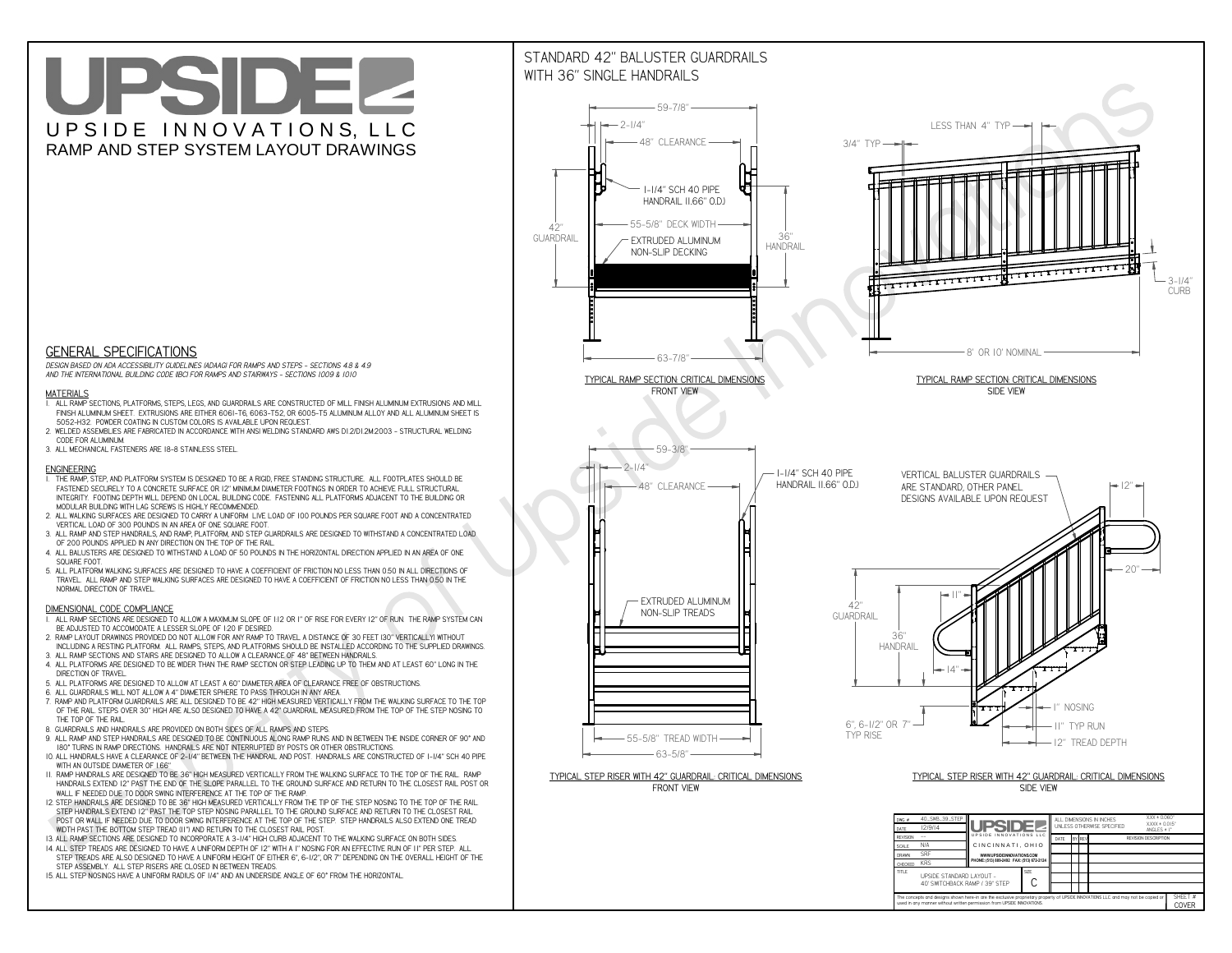# UPSIDE INNOVATIONS, LLC

## RAMP AND STEP SYSTEM LAYOUT DRAWINGS

## GENERAL SPECIFICATIONS

*DESIGN BASED ON ADA ACCESSIBILITY GUIDELINES (ADAAG) FOR RAMPS AND STEPS - SECTIONS 4.8 & 4.9 AND THE INTERNATIONAL BUILDING CODE (IBC) FOR RAMPS AND STAIRWAYS - SECTIONS 1009 & 1010*

### MATERIALS

1. ALL RAMP SECTIONS, PLATFORMS, STEPS, LEGS, AND GUARDRAILS ARE CONSTRUCTED OF MILL FINISH ALUMINUM EXTRUSIONS AND MILL FINISH ALUMINUM SHEET. EXTRUSIONS ARE EITHER 6061-T6, 6063-T52, OR 6005-T5 ALUMINUM ALLOY AND ALL ALUMINUM SHEET IS 5052-H32. POWDER COATING IN CUSTOM COLORS IS AVAILABLE UPON REQUEST.
2. WELDED ASSEMBLIES ARE FABRICATED IN ACCORDANCE WITH ANSI WELDING STANDARD AWS D1.2/D1.2M:2003 - STRUCTURAL WELDING CODE FOR ALUMINUM.
3. ALL MECHANICAL FASTENERS ARE 18-8 STAINLESS STEEL.

### ENGINEERING

1. THE RAMP, STEP, AND PLATFORM SYSTEM IS DESIGNED TO BE A RIGID, FREE STANDING STRUCTURE. ALL FOOTPLATES SHOULD BE FASTENED SECURELY TO A CONCRETE SURFACE OR 12" MINIMUM DIAMETER FOOTINGS IN ORDER TO ACHIEVE FULL STRUCTURAL INTEGRITY. FOOTING DEPTH WILL DEPEND ON LOCAL BUILDING CODE. FASTENING ALL PLATFORMS ADJACENT TO THE BUILDING OR MODULAR BUILDING WITH LAG SCREWS IS HIGHLY RECOMMENDED.
2. ALL WALKING SURFACES ARE DESIGNED TO CARRY A UNIFORM LIVE LOAD OF 100 POUNDS PER SQUARE FOOT AND A CONCENTRATED VERTICAL LOAD OF 300 POUNDS IN AN AREA OF ONE SQUARE FOOT.
3. ALL RAMP AND STEP HANDRAILS, AND RAMP, PLATFORM, AND STEP GUARDRAILS ARE DESIGNED TO WITHSTAND A CONCENTRATED LOAD OF 200 POUNDS APPLIED IN ANY DIRECTION ON THE TOP OF THE RAIL.
4. ALL BALUSTERS ARE DESIGNED TO WITHSTAND A LOAD OF 50 POUNDS IN THE HORIZONTAL DIRECTION APPLIED IN AN AREA OF ONE SQUARE FOOT.
5. ALL PLATFORM WALKING SURFACES ARE DESIGNED TO HAVE A COEFFICIENT OF FRICTION NO LESS THAN 0.50 IN ALL DIRECTIONS OF TRAVEL. ALL RAMP AND STEP WALKING SURFACES ARE DESIGNED TO HAVE A COEFFICIENT OF FRICTION NO LESS THAN 0.50 IN THE NORMAL DIRECTION OF TRAVEL.

### DIMENSIONAL CODE COMPLIANCE

1. ALL RAMP SECTIONS ARE DESIGNED TO ALLOW A MAXIMUM SLOPE OF 1:12 OR 1" OF RISE FOR EVERY 12" OF RUN. THE RAMP SYSTEM CAN BE ADJUSTED TO ACCOMODATE A LESSER SLOPE OF 1:20 IF DESIRED.
2. RAMP LAYOUT DRAWINGS PROVIDED DO NOT ALLOW FOR ANY RAMP TO TRAVEL A DISTANCE OF 30 FEET (30" VERTICALLY) WITHOUT INCLUDING A RESTING PLATFORM. ALL RAMPS, STEPS, AND PLATFORMS SHOULD BE INSTALLED ACCORDING TO THE SUPPLIED DRAWINGS.
3. ALL RAMP SECTIONS AND STAIRS ARE DESIGNED TO ALLOW A CLEARANCE OF 48" BETWEEN HANDRAILS.
4. ALL PLATFORMS ARE DESIGNED TO BE WIDER THAN THE RAMP SECTION OR STEP LEADING UP TO THEM AND AT LEAST 60" LONG IN THE DIRECTION OF TRAVEL.
5. ALL PLATFORMS ARE DESIGNED TO ALLOW AT LEAST A 60" DIAMETER AREA OF CLEARANCE FREE OF OBSTRUCTIONS.
6. ALL GUARDRAILS WILL NOT ALLOW A 4" DIAMETER SPHERE TO PASS THROUGH IN ANY AREA.
7. RAMP AND PLATFORM GUARDRAILS ARE ALL DESIGNED TO BE 42" HIGH MEASURED VERTICALLY FROM THE WALKING SURFACE TO THE TOP OF THE RAIL. STEPS OVER 30" HIGH ARE ALSO DESIGNED TO HAVE A 42" GUARDRAIL MEASURED FROM THE TOP OF THE STEP NOSING TO THE TOP OF THE RAIL.
8. GUARDRAILS AND HANDRAILS ARE PROVIDED ON BOTH SIDES OF ALL RAMPS AND STEPS.
9. ALL RAMP AND STEP HANDRAILS ARE DESIGNED TO BE CONTINUOUS ALONG RAMP RUNS AND IN BETWEEN THE INSIDE CORNER OF 90° AND 180° TURNS IN RAMP DIRECTIONS. HANDRAILS ARE NOT INTERRUPTED BY POSTS OR OTHER OBSTRUCTIONS.
10. ALL HANDRAILS HAVE A CLEARANCE OF 2-1/4" BETWEEN THE HANDRAIL AND POST. HANDRAILS ARE CONSTRUCTED OF 1-1/4" SCH 40 PIPE WITH AN OUTSIDE DIAMETER OF 1.66"
11. RAMP HANDRAILS ARE DESIGNED TO BE 36" HIGH MEASURED VERTICALLY FROM THE WALKING SURFACE TO THE TOP OF THE RAIL. RAMP HANDRAILS EXTEND 12" PAST THE END OF THE SLOPE PARALLEL TO THE GROUND SURFACE AND RETURN TO THE CLOSEST RAIL POST OR WALL IF NEEDED DUE TO DOOR SWING INTERFERENCE AT THE TOP OF THE RAMP.
12. STEP HANDRAILS ARE DESIGNED TO BE 36" HIGH MEASURED VERTICALLY FROM THE TIP OF THE STEP NOSING TO THE TOP OF THE RAIL. STEP HANDRAILS EXTEND 12" PAST THE TOP STEP NOSING PARALLEL TO THE GROUND SURFACE AND RETURN TO THE CLOSEST RAIL POST OR WALL IF NEEDED DUE TO DOOR SWING INTERFERENCE AT THE TOP OF THE STEP. STEP HANDRAILS ALSO EXTEND ONE TREAD WIDTH PAST THE BOTTOM STEP TREAD (11") AND RETURN TO THE CLOSEST RAIL POST.
13. ALL RAMP SECTIONS ARE DESIGNED TO INCORPORATE A 3-1/4" HIGH CURB ADJACENT TO THE WALKING SURFACE ON BOTH SIDES.
14. ALL STEP TREADS ARE DESIGNED TO HAVE A UNIFORM DEPTH OF 12" WITH A 1" NOSING FOR AN EFFECTIVE RUN OF 11" PER STEP. ALL STEP TREADS ARE ALSO DESIGNED TO HAVE A UNIFORM HEIGHT OF EITHER 6", 6-1/2", OR 7" DEPENDING ON THE OVERALL HEIGHT OF THE STEP ASSEMBLY. ALL STEP RISERS ARE CLOSED IN BETWEEN TREADS.
15. ALL STEP NOSINGS HAVE A UNIFORM RADIUS OF 1/4" AND AN UNDERSIDE ANGLE OF 60° FROM THE HORIZONTAL.

## STANDARD 42" BALUSTER GUARDRAILS WITH 36" SINGLE HANDRAILS

59-7/8" · 2-1/4" · 48" CLEARANCE · 1-1/4" SCH 40 PIPE HANDRAIL (1.66" O.D.) · 42" GUARDRAIL · 55-5/8" DECK WIDTH · 36" HANDRAIL · EXTRUDED ALUMINUM NON-SLIP DECKING · 63-7/8"

TYPICAL RAMP SECTION: CRITICAL DIMENSIONS
FRONT VIEW

LESS THAN 4" TYP · 3/4" TYP · 3-1/4" CURB · 8' OR 10' NOMINAL

TYPICAL RAMP SECTION: CRITICAL DIMENSIONS
SIDE VIEW

59-3/8" · 2-1/4" · 48" CLEARANCE · 1-1/4" SCH 40 PIPE HANDRAIL (1.66" O.D.) · EXTRUDED ALUMINUM NON-SLIP TREADS · 55-5/8" TREAD WIDTH · 63-5/8"

TYPICAL STEP RISER WITH 42" GUARDRAIL: CRITICAL DIMENSIONS
FRONT VIEW

VERTICAL BALUSTER GUARDRAILS ARE STANDARD, OTHER PANEL DESIGNS AVAILABLE UPON REQUEST · 12" · 20" · 11" · 42" GUARDRAIL · 36" HANDRAIL · 14" · 1" NOSING · 11" TYP RUN · 12" TREAD DEPTH · 6", 6-1/2" OR 7" TYP RISE

TYPICAL STEP RISER WITH 42" GUARDRAIL: CRITICAL DIMENSIONS
SIDE VIEW

| | |
|---|---|
| DWG # | 40_SWB_39_STEP |
| DATE | 12/9/14 |
| REVISION | --- |
| SCALE | N/A |
| DRAWN | SRF |
| CHECKED | KRS |
| TITLE | UPSIDE STANDARD LAYOUT - 40' SWITCHBACK RAMP / 39" STEP |
| SIZE | C |
| SHEET # | COVER |

UPSIDE INNOVATIONS LLC · CINCINNATI, OHIO · WWW.UPSIDEINNOVATIONS.COM · PHONE: (513) 889-2492 FAX: (513) 672-2124

ALL DIMENSIONS IN INCHES UNLESS OTHERWISE SPECIFIED · X.XX ± 0.060" · X.XXX ± 0.015" · ANGLES ± 1°

| DATE | BY | REV | REVISION DESCRIPTION |
|---|---|---|---|

The concepts and designs shown here-in are the exclusive proprietary property of UPSIDE INNOVATIONS LLC and may not be copied or used in any manner without written permission from UPSIDE INNOVATIONS.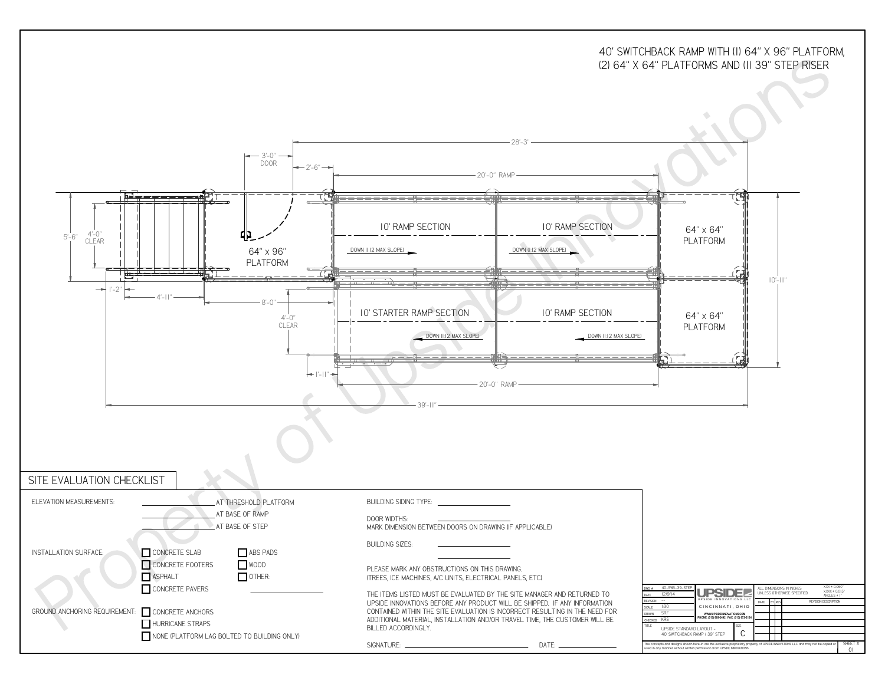# 40' SWITCHBACK RAMP WITH (1) 64" X 96" PLATFORM, (2) 64" X 64" PLATFORMS AND (1) 39" STEP RISER

28'-3"

3'-0" DOOR

2'-6"

20'-0" RAMP

5'-6"

4'-0" CLEAR

64" x 96" PLATFORM

10' RAMP SECTION

DOWN (1:12 MAX SLOPE)

10' RAMP SECTION

DOWN (1:12 MAX SLOPE)

64" x 64" PLATFORM

10'-11"

1'-2"

4'-11"

8'-0"

4'-0" CLEAR

10' STARTER RAMP SECTION

DOWN (1:12 MAX SLOPE)

10' RAMP SECTION

DOWN (1:12 MAX SLOPE)

64" x 64" PLATFORM

1'-11"

20'-0" RAMP

39'-11"

## SITE EVALUATION CHECKLIST

ELEVATION MEASUREMENTS: ______ AT THRESHOLD PLATFORM

______ AT BASE OF RAMP

______ AT BASE OF STEP

INSTALLATION SURFACE:

- ☐ CONCRETE SLAB
- ☐ CONCRETE FOOTERS
- ☐ ASPHALT
- ☐ CONCRETE PAVERS
- ☐ ABS PADS
- ☐ WOOD
- ☐ OTHER ______

GROUND ANCHORING REQUIREMENT:

- ☐ CONCRETE ANCHORS
- ☐ HURRICANE STRAPS
- ☐ NONE (PLATFORM LAG BOLTED TO BUILDING ONLY)

BUILDING SIDING TYPE: ______

DOOR WIDTHS:
MARK DIMENSION BETWEEN DOORS ON DRAWING (IF APPLICABLE)

BUILDING SIZES: ______

PLEASE MARK ANY OBSTRUCTIONS ON THIS DRAWING.
(TREES, ICE MACHINES, A/C UNITS, ELECTRICAL PANELS, ETC)

THE ITEMS LISTED MUST BE EVALUATED BY THE SITE MANAGER AND RETURNED TO UPSIDE INNOVATIONS BEFORE ANY PRODUCT WILL BE SHIPPED. IF ANY INFORMATION CONTAINED WITHIN THE SITE EVALUATION IS INCORRECT RESULTING IN THE NEED FOR ADDITIONAL MATERIAL, INSTALLATION AND/OR TRAVEL TIME, THE CUSTOMER WILL BE BILLED ACCORDINGLY.

SIGNATURE: ______ DATE: ______

| | |
|---|---|
| DWG # | 40_SWB_39_STEP |
| DATE | 12/9/14 |
| REVISION | --- |
| SCALE | 1:30 |
| DRAWN | SRF |
| CHECKED | KRS |
| TITLE | UPSIDE STANDARD LAYOUT - 40' SWITCHBACK RAMP / 39" STEP |
| SIZE | C |

UPSIDE INNOVATIONS LLC
CINCINNATI, OHIO
WWW.UPSIDEINNOVATIONS.COM
PHONE: (513) 889-2492 FAX: (513) 672-2124

ALL DIMENSIONS IN INCHES UNLESS OTHERWISE SPECIFIED
X.XX ± 0.060"
X.XXX ± 0.015"
ANGLES ± 1°

| DATE | BY | REV | REVISION DESCRIPTION |
|---|---|---|---|

The concepts and designs shown here-in are the exclusive proprietary property of UPSIDE INNOVATIONS LLC and may not be copied or used in any manner without written permission from UPSIDE INNOVATIONS.

SHEET # 01